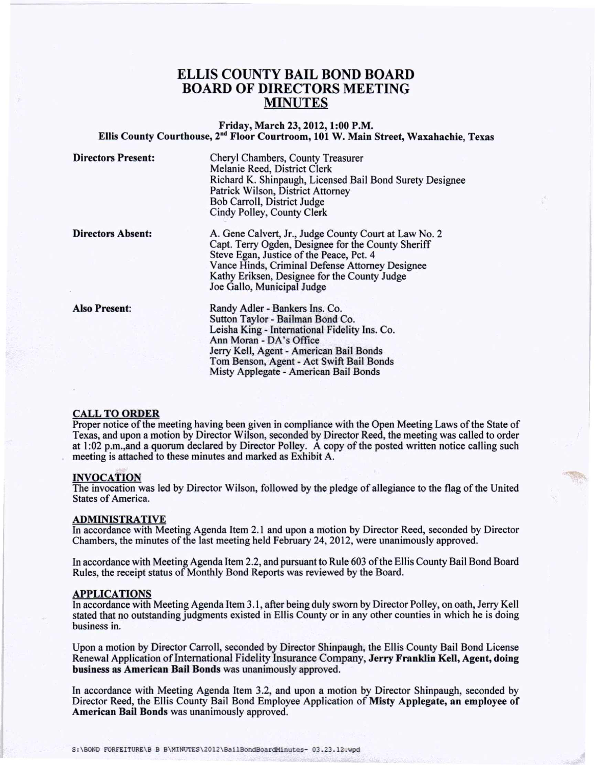# ELLIS COUNTY BAIL BOND BOARD
# BOARD OF DIRECTORS MEETING
# MINUTES

**Friday, March 23, 2012, 1:00 P.M.**
**Ellis County Courthouse, 2nd Floor Courtroom, 101 W. Main Street, Waxahachie, Texas**

**Directors Present:**
Cheryl Chambers, County Treasurer
Melanie Reed, District Clerk
Richard K. Shinpaugh, Licensed Bail Bond Surety Designee
Patrick Wilson, District Attorney
Bob Carroll, District Judge
Cindy Polley, County Clerk

**Directors Absent:**
A. Gene Calvert, Jr., Judge County Court at Law No. 2
Capt. Terry Ogden, Designee for the County Sheriff
Steve Egan, Justice of the Peace, Pct. 4
Vance Hinds, Criminal Defense Attorney Designee
Kathy Eriksen, Designee for the County Judge
Joe Gallo, Municipal Judge

**Also Present:**
Randy Adler - Bankers Ins. Co.
Sutton Taylor - Bailman Bond Co.
Leisha King - International Fidelity Ins. Co.
Ann Moran - DA's Office
Jerry Kell, Agent - American Bail Bonds
Tom Benson, Agent - Act Swift Bail Bonds
Misty Applegate - American Bail Bonds

## CALL TO ORDER

Proper notice of the meeting having been given in compliance with the Open Meeting Laws of the State of Texas, and upon a motion by Director Wilson, seconded by Director Reed, the meeting was called to order at 1:02 p.m.,and a quorum declared by Director Polley. A copy of the posted written notice calling such meeting is attached to these minutes and marked as Exhibit A.

## INVOCATION

The invocation was led by Director Wilson, followed by the pledge of allegiance to the flag of the United States of America.

## ADMINISTRATIVE

In accordance with Meeting Agenda Item 2.1 and upon a motion by Director Reed, seconded by Director Chambers, the minutes of the last meeting held February 24, 2012, were unanimously approved.

In accordance with Meeting Agenda Item 2.2, and pursuant to Rule 603 of the Ellis County Bail Bond Board Rules, the receipt status of Monthly Bond Reports was reviewed by the Board.

## APPLICATIONS

In accordance with Meeting Agenda Item 3.1, after being duly sworn by Director Polley, on oath, Jerry Kell stated that no outstanding judgments existed in Ellis County or in any other counties in which he is doing business in.

Upon a motion by Director Carroll, seconded by Director Shinpaugh, the Ellis County Bail Bond License Renewal Application of International Fidelity Insurance Company, **Jerry Franklin Kell, Agent, doing business as American Bail Bonds** was unanimously approved.

In accordance with Meeting Agenda Item 3.2, and upon a motion by Director Shinpaugh, seconded by Director Reed, the Ellis County Bail Bond Employee Application of **Misty Applegate, an employee of American Bail Bonds** was unanimously approved.

S:\BOND FORFEITURE\B B B\MINUTES\2012\BailBondBoardMinutes- 03.23.12.wpd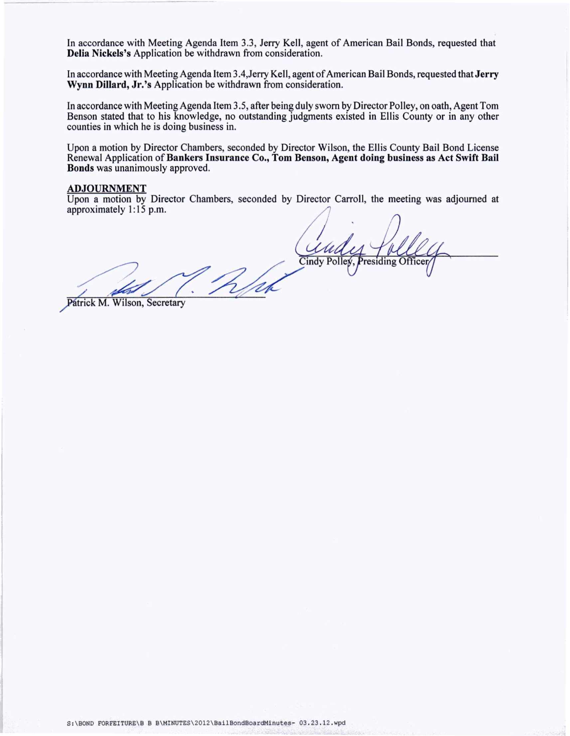In accordance with Meeting Agenda Item 3.3, Jerry Kell, agent of American Bail Bonds, requested that **Delia Nickels's** Application be withdrawn from consideration.

In accordance with Meeting Agenda Item 3.4,Jerry Kell, agent of American Bail Bonds, requested that **Jerry Wynn Dillard, Jr.'s** Application be withdrawn from consideration.

In accordance with Meeting Agenda Item 3.5, after being duly sworn by Director Polley, on oath, Agent Tom Benson stated that to his knowledge, no outstanding judgments existed in Ellis County or in any other counties in which he is doing business in.

Upon a motion by Director Chambers, seconded by Director Wilson, the Ellis County Bail Bond License Renewal Application of **Bankers Insurance Co., Tom Benson, Agent doing business as Act Swift Bail Bonds** was unanimously approved.

**ADJOURNMENT**

Upon a motion by Director Chambers, seconded by Director Carroll, the meeting was adjourned at approximately 1:15 p.m.

Cindy Polley, Presiding Officer

Patrick M. Wilson, Secretary

S:\BOND FORFEITURE\B B\MINUTES\2012\BailBondBoardMinutes- 03.23.12.wpd